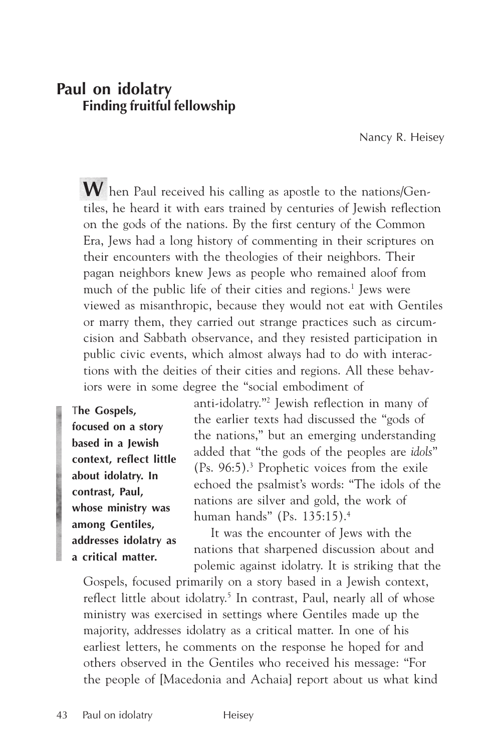# Paul on idolatry

## Finding fruitful fellowship

Nancy R. Heisey

When Paul received his calling as apostle to the nations/Gentiles, he heard it with ears trained by centuries of Jewish reflection on the gods of the nations. By the first century of the Common Era, Jews had a long history of commenting in their scriptures on their encounters with the theologies of their neighbors. Their pagan neighbors knew Jews as people who remained aloof from much of the public life of their cities and regions.[1] Jews were viewed as misanthropic, because they would not eat with Gentiles or marry them, they carried out strange practices such as circumcision and Sabbath observance, and they resisted participation in public civic events, which almost always had to do with interactions with the deities of their cities and regions. All these behaviors were in some degree the "social embodiment of anti-idolatry."[2] Jewish reflection in many of the earlier texts had discussed the "gods of the nations," but an emerging understanding added that "the gods of the peoples are *idols*" (Ps. 96:5).[3] Prophetic voices from the exile echoed the psalmist's words: "The idols of the nations are silver and gold, the work of human hands" (Ps. 135:15).[4]

**The Gospels, focused on a story based in a Jewish context, reflect little about idolatry. In contrast, Paul, whose ministry was among Gentiles, addresses idolatry as a critical matter.**

It was the encounter of Jews with the nations that sharpened discussion about and polemic against idolatry. It is striking that the Gospels, focused primarily on a story based in a Jewish context, reflect little about idolatry.[5] In contrast, Paul, nearly all of whose ministry was exercised in settings where Gentiles made up the majority, addresses idolatry as a critical matter. In one of his earliest letters, he comments on the response he hoped for and others observed in the Gentiles who received his message: "For the people of [Macedonia and Achaia] report about us what kind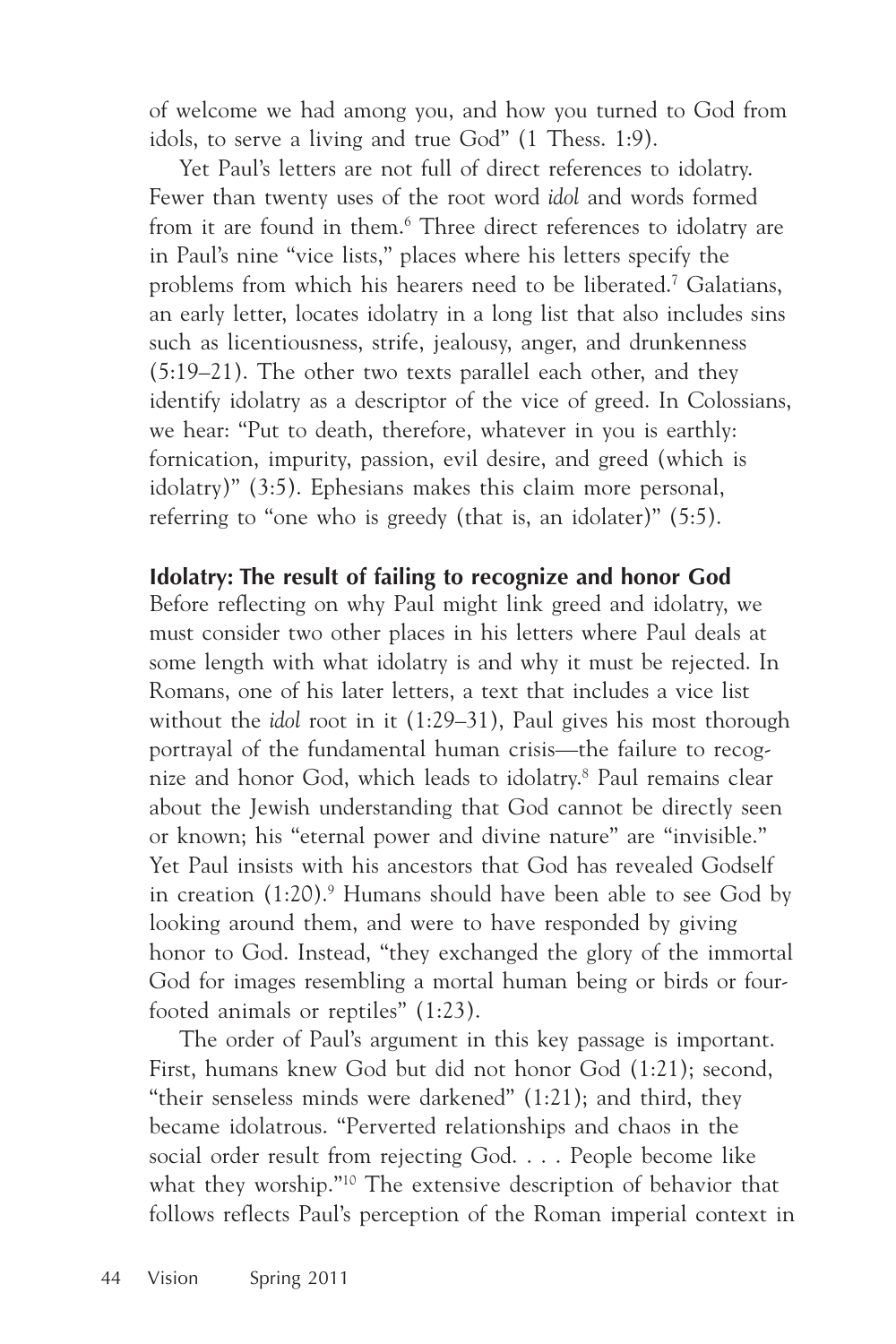of welcome we had among you, and how you turned to God from idols, to serve a living and true God" (1 Thess. 1:9).

Yet Paul's letters are not full of direct references to idolatry. Fewer than twenty uses of the root word *idol* and words formed from it are found in them.[6] Three direct references to idolatry are in Paul's nine "vice lists," places where his letters specify the problems from which his hearers need to be liberated.[7] Galatians, an early letter, locates idolatry in a long list that also includes sins such as licentiousness, strife, jealousy, anger, and drunkenness (5:19–21). The other two texts parallel each other, and they identify idolatry as a descriptor of the vice of greed. In Colossians, we hear: "Put to death, therefore, whatever in you is earthly: fornication, impurity, passion, evil desire, and greed (which is idolatry)" (3:5). Ephesians makes this claim more personal, referring to "one who is greedy (that is, an idolater)" (5:5).

**Idolatry: The result of failing to recognize and honor God**

Before reflecting on why Paul might link greed and idolatry, we must consider two other places in his letters where Paul deals at some length with what idolatry is and why it must be rejected. In Romans, one of his later letters, a text that includes a vice list without the *idol* root in it (1:29–31), Paul gives his most thorough portrayal of the fundamental human crisis—the failure to recognize and honor God, which leads to idolatry.[8] Paul remains clear about the Jewish understanding that God cannot be directly seen or known; his "eternal power and divine nature" are "invisible." Yet Paul insists with his ancestors that God has revealed Godself in creation (1:20).[9] Humans should have been able to see God by looking around them, and were to have responded by giving honor to God. Instead, "they exchanged the glory of the immortal God for images resembling a mortal human being or birds or four-footed animals or reptiles" (1:23).

The order of Paul's argument in this key passage is important. First, humans knew God but did not honor God (1:21); second, "their senseless minds were darkened" (1:21); and third, they became idolatrous. "Perverted relationships and chaos in the social order result from rejecting God. . . . People become like what they worship."[10] The extensive description of behavior that follows reflects Paul's perception of the Roman imperial context in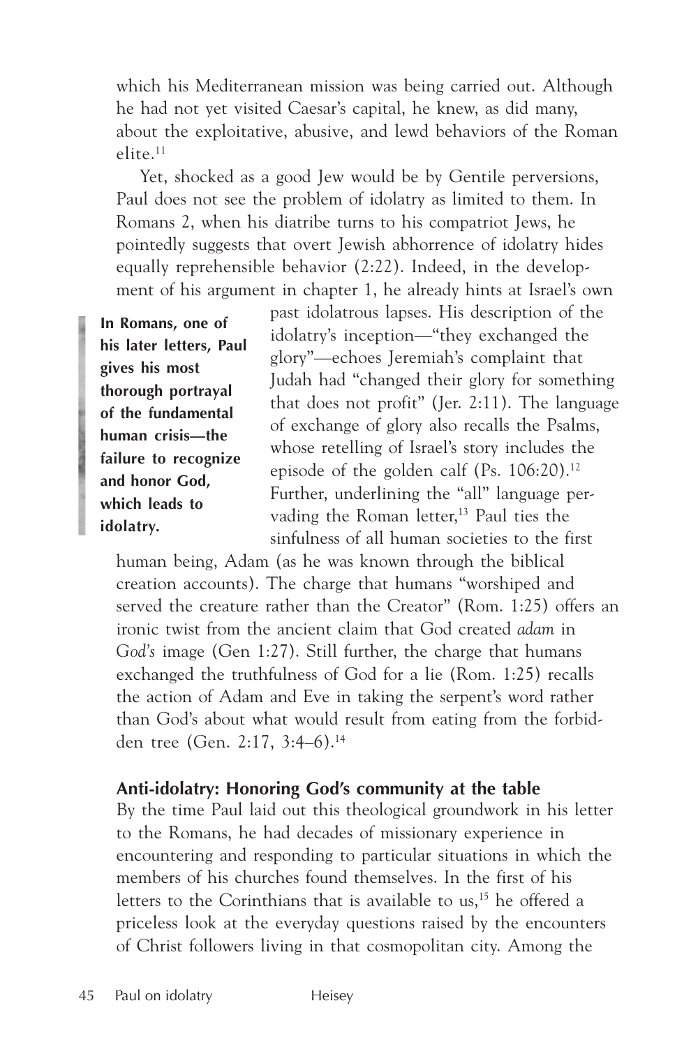which his Mediterranean mission was being carried out. Although he had not yet visited Caesar's capital, he knew, as did many, about the exploitative, abusive, and lewd behaviors of the Roman elite.[11]

Yet, shocked as a good Jew would be by Gentile perversions, Paul does not see the problem of idolatry as limited to them. In Romans 2, when his diatribe turns to his compatriot Jews, he pointedly suggests that overt Jewish abhorrence of idolatry hides equally reprehensible behavior (2:22). Indeed, in the development of his argument in chapter 1, he already hints at Israel's own past idolatrous lapses. His description of the idolatry's inception—"they exchanged the glory"—echoes Jeremiah's complaint that Judah had "changed their glory for something that does not profit" (Jer. 2:11). The language of exchange of glory also recalls the Psalms, whose retelling of Israel's story includes the episode of the golden calf (Ps. 106:20).[12] Further, underlining the "all" language pervading the Roman letter,[13] Paul ties the sinfulness of all human societies to the first human being, Adam (as he was known through the biblical creation accounts). The charge that humans "worshiped and served the creature rather than the Creator" (Rom. 1:25) offers an ironic twist from the ancient claim that God created *adam* in *God's* image (Gen 1:27). Still further, the charge that humans exchanged the truthfulness of God for a lie (Rom. 1:25) recalls the action of Adam and Eve in taking the serpent's word rather than God's about what would result from eating from the forbidden tree (Gen. 2:17, 3:4–6).[14]

**In Romans, one of his later letters, Paul gives his most thorough portrayal of the fundamental human crisis—the failure to recognize and honor God, which leads to idolatry.**

### Anti-idolatry: Honoring God's community at the table

By the time Paul laid out this theological groundwork in his letter to the Romans, he had decades of missionary experience in encountering and responding to particular situations in which the members of his churches found themselves. In the first of his letters to the Corinthians that is available to us,[15] he offered a priceless look at the everyday questions raised by the encounters of Christ followers living in that cosmopolitan city. Among the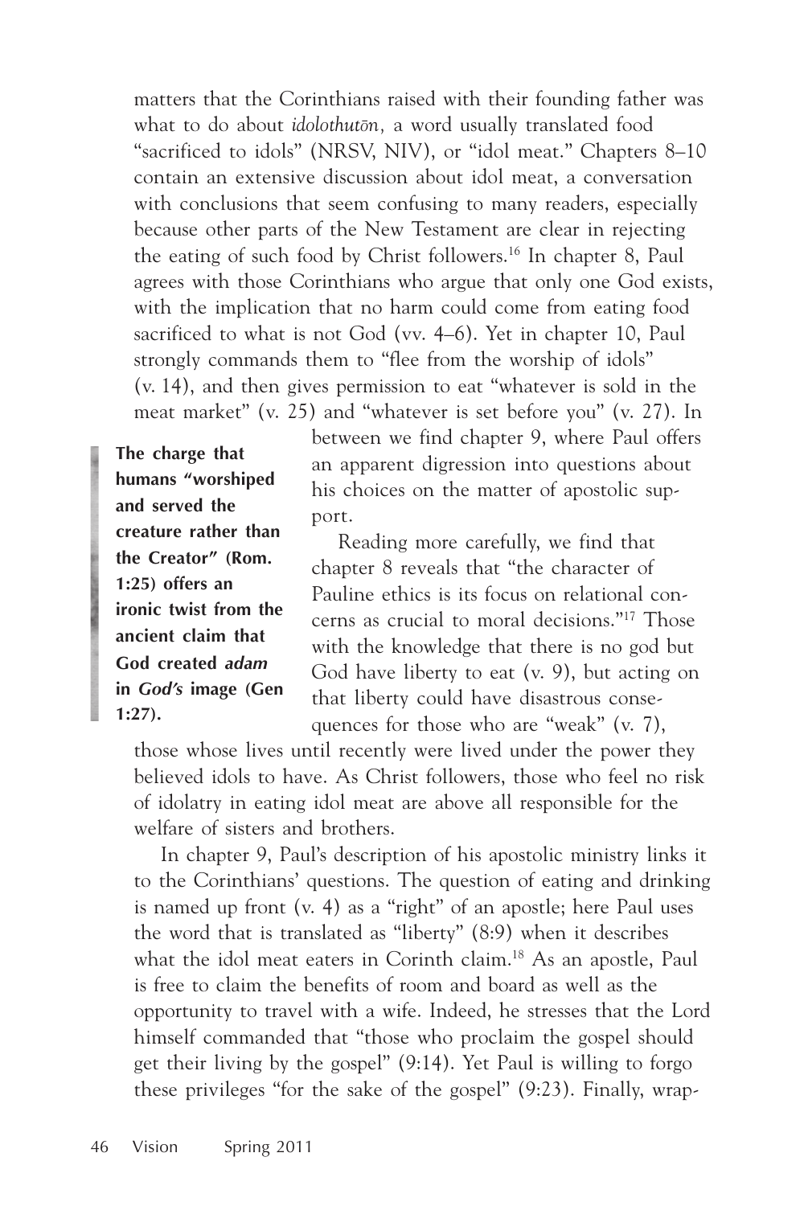matters that the Corinthians raised with their founding father was what to do about *idolothutōn,* a word usually translated food "sacrificed to idols" (NRSV, NIV), or "idol meat." Chapters 8–10 contain an extensive discussion about idol meat, a conversation with conclusions that seem confusing to many readers, especially because other parts of the New Testament are clear in rejecting the eating of such food by Christ followers.[16] In chapter 8, Paul agrees with those Corinthians who argue that only one God exists, with the implication that no harm could come from eating food sacrificed to what is not God (vv. 4–6). Yet in chapter 10, Paul strongly commands them to "flee from the worship of idols" (v. 14), and then gives permission to eat "whatever is sold in the meat market" (v. 25) and "whatever is set before you" (v. 27). In between we find chapter 9, where Paul offers an apparent digression into questions about his choices on the matter of apostolic support.

**The charge that humans "worshiped and served the creature rather than the Creator" (Rom. 1:25) offers an ironic twist from the ancient claim that God created *adam* in *God's* image (Gen 1:27).**

Reading more carefully, we find that chapter 8 reveals that "the character of Pauline ethics is its focus on relational concerns as crucial to moral decisions."[17] Those with the knowledge that there is no god but God have liberty to eat (v. 9), but acting on that liberty could have disastrous consequences for those who are "weak" (v. 7), those whose lives until recently were lived under the power they believed idols to have. As Christ followers, those who feel no risk of idolatry in eating idol meat are above all responsible for the welfare of sisters and brothers.

In chapter 9, Paul's description of his apostolic ministry links it to the Corinthians' questions. The question of eating and drinking is named up front (v. 4) as a "right" of an apostle; here Paul uses the word that is translated as "liberty" (8:9) when it describes what the idol meat eaters in Corinth claim.[18] As an apostle, Paul is free to claim the benefits of room and board as well as the opportunity to travel with a wife. Indeed, he stresses that the Lord himself commanded that "those who proclaim the gospel should get their living by the gospel" (9:14). Yet Paul is willing to forgo these privileges "for the sake of the gospel" (9:23). Finally, wrap-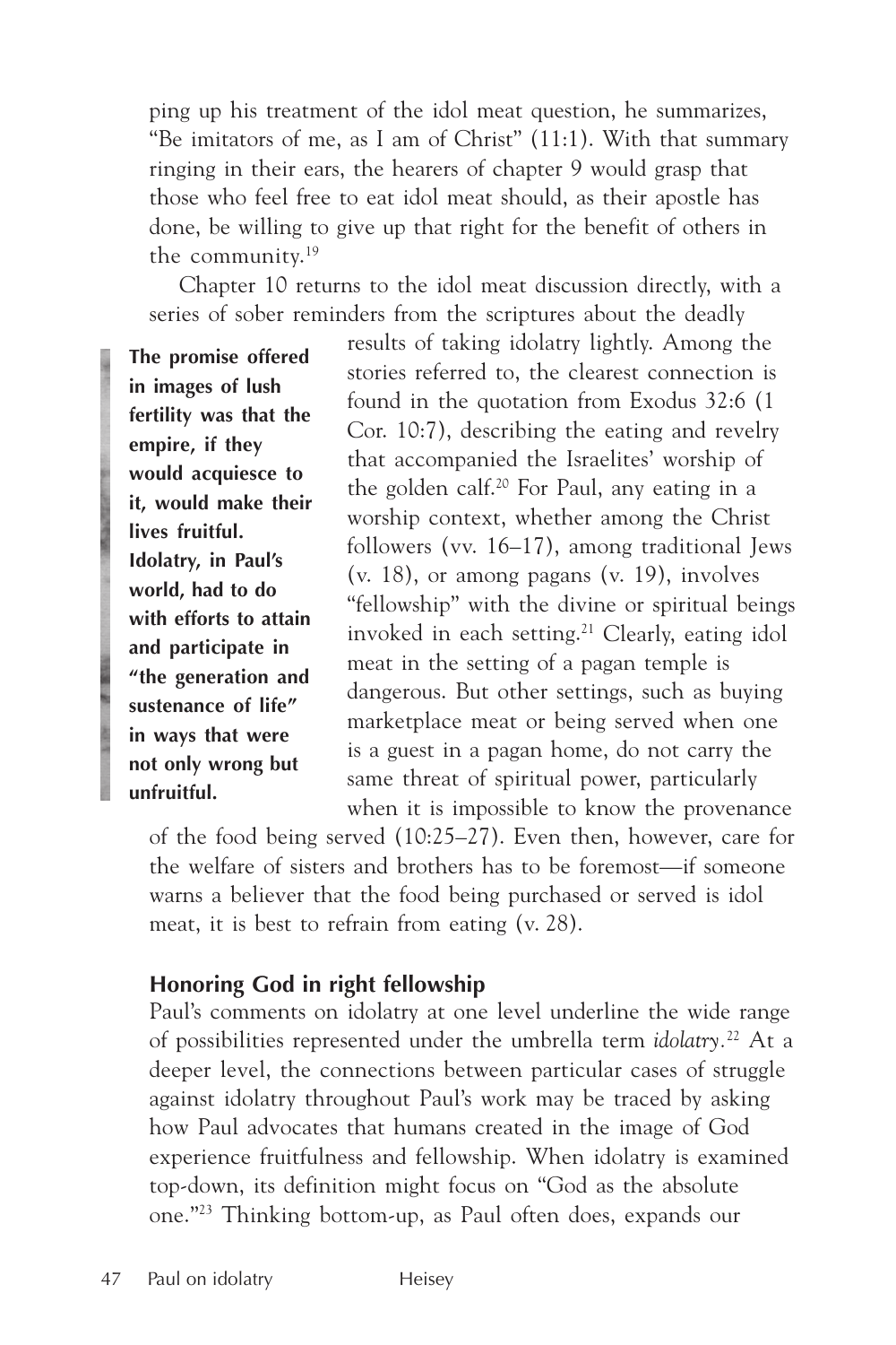ping up his treatment of the idol meat question, he summarizes, "Be imitators of me, as I am of Christ" (11:1). With that summary ringing in their ears, the hearers of chapter 9 would grasp that those who feel free to eat idol meat should, as their apostle has done, be willing to give up that right for the benefit of others in the community.[19]

Chapter 10 returns to the idol meat discussion directly, with a series of sober reminders from the scriptures about the deadly results of taking idolatry lightly. Among the stories referred to, the clearest connection is found in the quotation from Exodus 32:6 (1 Cor. 10:7), describing the eating and revelry that accompanied the Israelites' worship of the golden calf.[20] For Paul, any eating in a worship context, whether among the Christ followers (vv. 16–17), among traditional Jews (v. 18), or among pagans (v. 19), involves "fellowship" with the divine or spiritual beings invoked in each setting.[21] Clearly, eating idol meat in the setting of a pagan temple is dangerous. But other settings, such as buying marketplace meat or being served when one is a guest in a pagan home, do not carry the same threat of spiritual power, particularly when it is impossible to know the provenance of the food being served (10:25–27). Even then, however, care for the welfare of sisters and brothers has to be foremost—if someone warns a believer that the food being purchased or served is idol meat, it is best to refrain from eating (v. 28).

> **The promise offered in images of lush fertility was that the empire, if they would acquiesce to it, would make their lives fruitful. Idolatry, in Paul's world, had to do with efforts to attain and participate in "the generation and sustenance of life" in ways that were not only wrong but unfruitful.**

### Honoring God in right fellowship

Paul's comments on idolatry at one level underline the wide range of possibilities represented under the umbrella term *idolatry*.[22] At a deeper level, the connections between particular cases of struggle against idolatry throughout Paul's work may be traced by asking how Paul advocates that humans created in the image of God experience fruitfulness and fellowship. When idolatry is examined top-down, its definition might focus on "God as the absolute one."[23] Thinking bottom-up, as Paul often does, expands our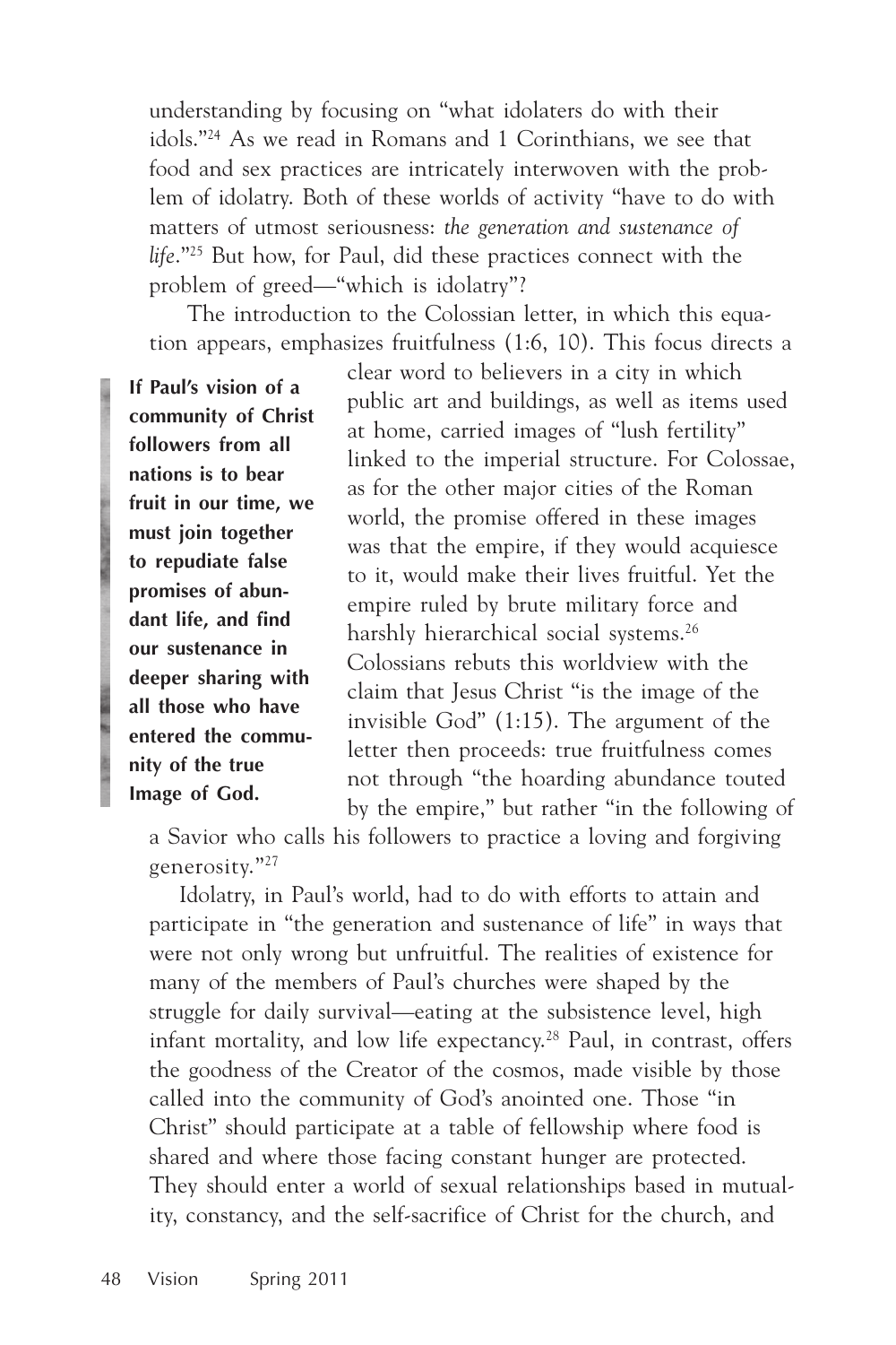understanding by focusing on "what idolaters do with their idols."[24] As we read in Romans and 1 Corinthians, we see that food and sex practices are intricately interwoven with the problem of idolatry. Both of these worlds of activity "have to do with matters of utmost seriousness: *the generation and sustenance of life*."[25] But how, for Paul, did these practices connect with the problem of greed—"which is idolatry"?

The introduction to the Colossian letter, in which this equation appears, emphasizes fruitfulness (1:6, 10). This focus directs a clear word to believers in a city in which public art and buildings, as well as items used at home, carried images of "lush fertility" linked to the imperial structure. For Colossae, as for the other major cities of the Roman world, the promise offered in these images was that the empire, if they would acquiesce to it, would make their lives fruitful. Yet the empire ruled by brute military force and harshly hierarchical social systems.[26] Colossians rebuts this worldview with the claim that Jesus Christ "is the image of the invisible God" (1:15). The argument of the letter then proceeds: true fruitfulness comes not through "the hoarding abundance touted by the empire," but rather "in the following of a Savior who calls his followers to practice a loving and forgiving generosity."[27]

**If Paul's vision of a community of Christ followers from all nations is to bear fruit in our time, we must join together to repudiate false promises of abundant life, and find our sustenance in deeper sharing with all those who have entered the community of the true Image of God.**

Idolatry, in Paul's world, had to do with efforts to attain and participate in "the generation and sustenance of life" in ways that were not only wrong but unfruitful. The realities of existence for many of the members of Paul's churches were shaped by the struggle for daily survival—eating at the subsistence level, high infant mortality, and low life expectancy.[28] Paul, in contrast, offers the goodness of the Creator of the cosmos, made visible by those called into the community of God's anointed one. Those "in Christ" should participate at a table of fellowship where food is shared and where those facing constant hunger are protected. They should enter a world of sexual relationships based in mutuality, constancy, and the self-sacrifice of Christ for the church, and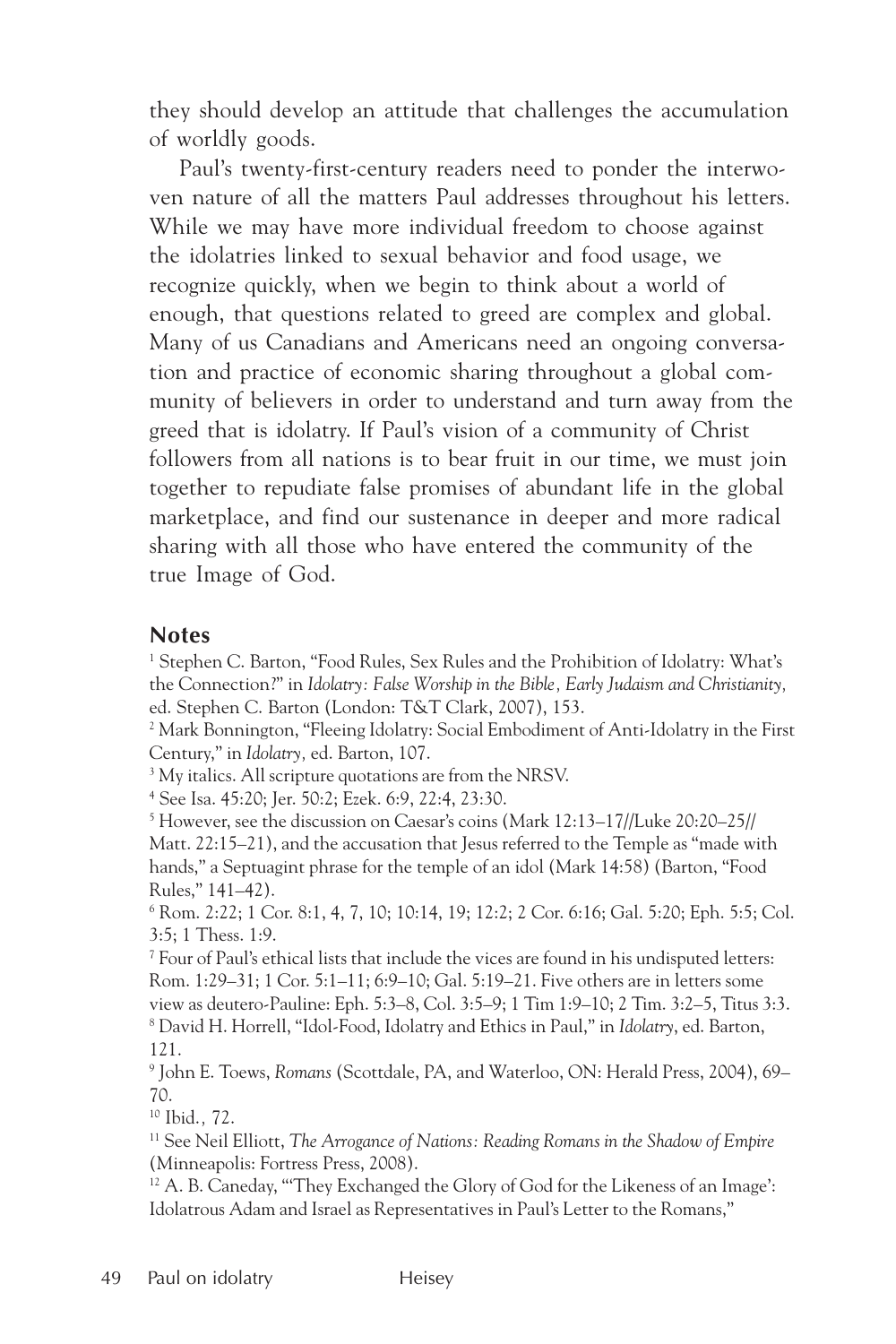they should develop an attitude that challenges the accumulation of worldly goods.

Paul's twenty-first-century readers need to ponder the interwoven nature of all the matters Paul addresses throughout his letters. While we may have more individual freedom to choose against the idolatries linked to sexual behavior and food usage, we recognize quickly, when we begin to think about a world of enough, that questions related to greed are complex and global. Many of us Canadians and Americans need an ongoing conversation and practice of economic sharing throughout a global community of believers in order to understand and turn away from the greed that is idolatry. If Paul's vision of a community of Christ followers from all nations is to bear fruit in our time, we must join together to repudiate false promises of abundant life in the global marketplace, and find our sustenance in deeper and more radical sharing with all those who have entered the community of the true Image of God.

## Notes

[1] Stephen C. Barton, "Food Rules, Sex Rules and the Prohibition of Idolatry: What's the Connection?" in *Idolatry: False Worship in the Bible, Early Judaism and Christianity,* ed. Stephen C. Barton (London: T&T Clark, 2007), 153.

[2] Mark Bonnington, "Fleeing Idolatry: Social Embodiment of Anti-Idolatry in the First Century," in *Idolatry,* ed. Barton, 107.

[3] My italics. All scripture quotations are from the NRSV.

[4] See Isa. 45:20; Jer. 50:2; Ezek. 6:9, 22:4, 23:30.

[5] However, see the discussion on Caesar's coins (Mark 12:13–17//Luke 20:20–25// Matt. 22:15–21), and the accusation that Jesus referred to the Temple as "made with hands," a Septuagint phrase for the temple of an idol (Mark 14:58) (Barton, "Food Rules," 141–42).

[6] Rom. 2:22; 1 Cor. 8:1, 4, 7, 10; 10:14, 19; 12:2; 2 Cor. 6:16; Gal. 5:20; Eph. 5:5; Col. 3:5; 1 Thess. 1:9.

[7] Four of Paul's ethical lists that include the vices are found in his undisputed letters: Rom. 1:29–31; 1 Cor. 5:1–11; 6:9–10; Gal. 5:19–21. Five others are in letters some view as deutero-Pauline: Eph. 5:3–8, Col. 3:5–9; 1 Tim 1:9–10; 2 Tim. 3:2–5, Titus 3:3.

[8] David H. Horrell, "Idol-Food, Idolatry and Ethics in Paul," in *Idolatry*, ed. Barton, 121.

[9] John E. Toews, *Romans* (Scottdale, PA, and Waterloo, ON: Herald Press, 2004), 69–70.

[10] Ibid.*,* 72.

[11] See Neil Elliott, *The Arrogance of Nations: Reading Romans in the Shadow of Empire* (Minneapolis: Fortress Press, 2008).

[12] A. B. Caneday, "'They Exchanged the Glory of God for the Likeness of an Image': Idolatrous Adam and Israel as Representatives in Paul's Letter to the Romans,"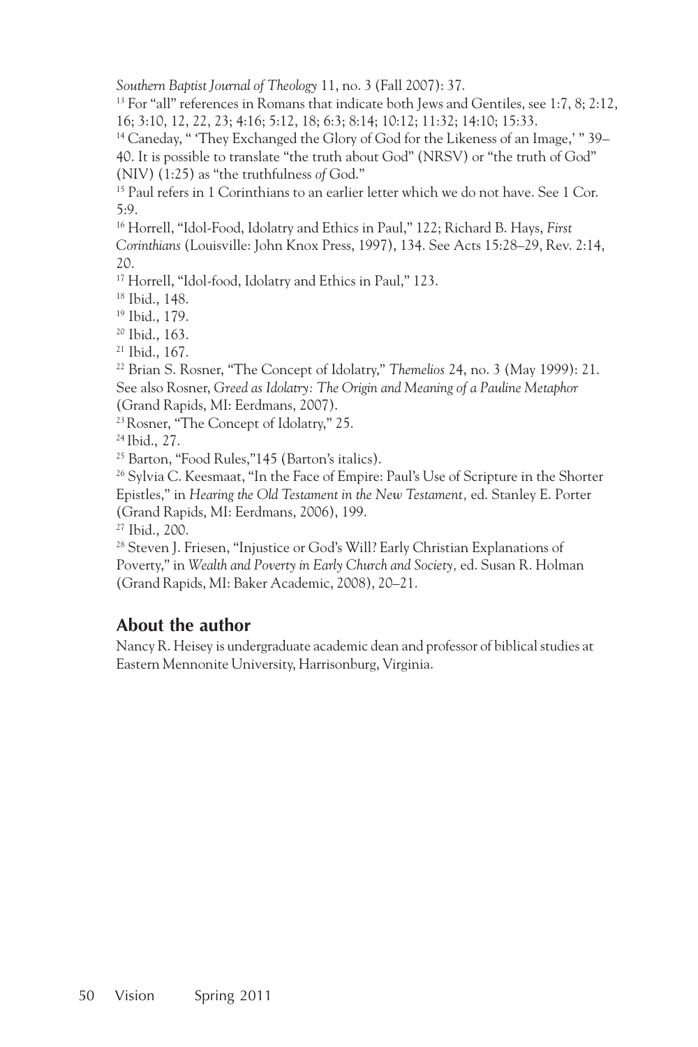*Southern Baptist Journal of Theology* 11, no. 3 (Fall 2007): 37.

[13] For "all" references in Romans that indicate both Jews and Gentiles, see 1:7, 8; 2:12, 16; 3:10, 12, 22, 23; 4:16; 5:12, 18; 6:3; 8:14; 10:12; 11:32; 14:10; 15:33.

[14] Caneday, " 'They Exchanged the Glory of God for the Likeness of an Image,' " 39–40. It is possible to translate "the truth about God" (NRSV) or "the truth of God" (NIV) (1:25) as "the truthfulness *of* God."

[15] Paul refers in 1 Corinthians to an earlier letter which we do not have. See 1 Cor. 5:9.

[16] Horrell, "Idol-Food, Idolatry and Ethics in Paul," 122; Richard B. Hays, *First Corinthians* (Louisville: John Knox Press, 1997), 134. See Acts 15:28–29, Rev. 2:14, 20.

[17] Horrell, "Idol-food, Idolatry and Ethics in Paul," 123.

[18] Ibid., 148.

[19] Ibid., 179.

[20] Ibid., 163.

[21] Ibid., 167.

[22] Brian S. Rosner, "The Concept of Idolatry," *Themelios* 24, no. 3 (May 1999): 21. See also Rosner, *Greed as Idolatry: The Origin and Meaning of a Pauline Metaphor* (Grand Rapids, MI: Eerdmans, 2007).

[23] Rosner, "The Concept of Idolatry," 25.

[24] Ibid., 27.

[25] Barton, "Food Rules,"145 (Barton's italics).

[26] Sylvia C. Keesmaat, "In the Face of Empire: Paul's Use of Scripture in the Shorter Epistles," in *Hearing the Old Testament in the New Testament,* ed. Stanley E. Porter (Grand Rapids, MI: Eerdmans, 2006), 199.

[27] Ibid., 200.

[28] Steven J. Friesen, "Injustice or God's Will? Early Christian Explanations of Poverty," in *Wealth and Poverty in Early Church and Society,* ed. Susan R. Holman (Grand Rapids, MI: Baker Academic, 2008), 20–21.

## About the author

Nancy R. Heisey is undergraduate academic dean and professor of biblical studies at Eastern Mennonite University, Harrisonburg, Virginia.